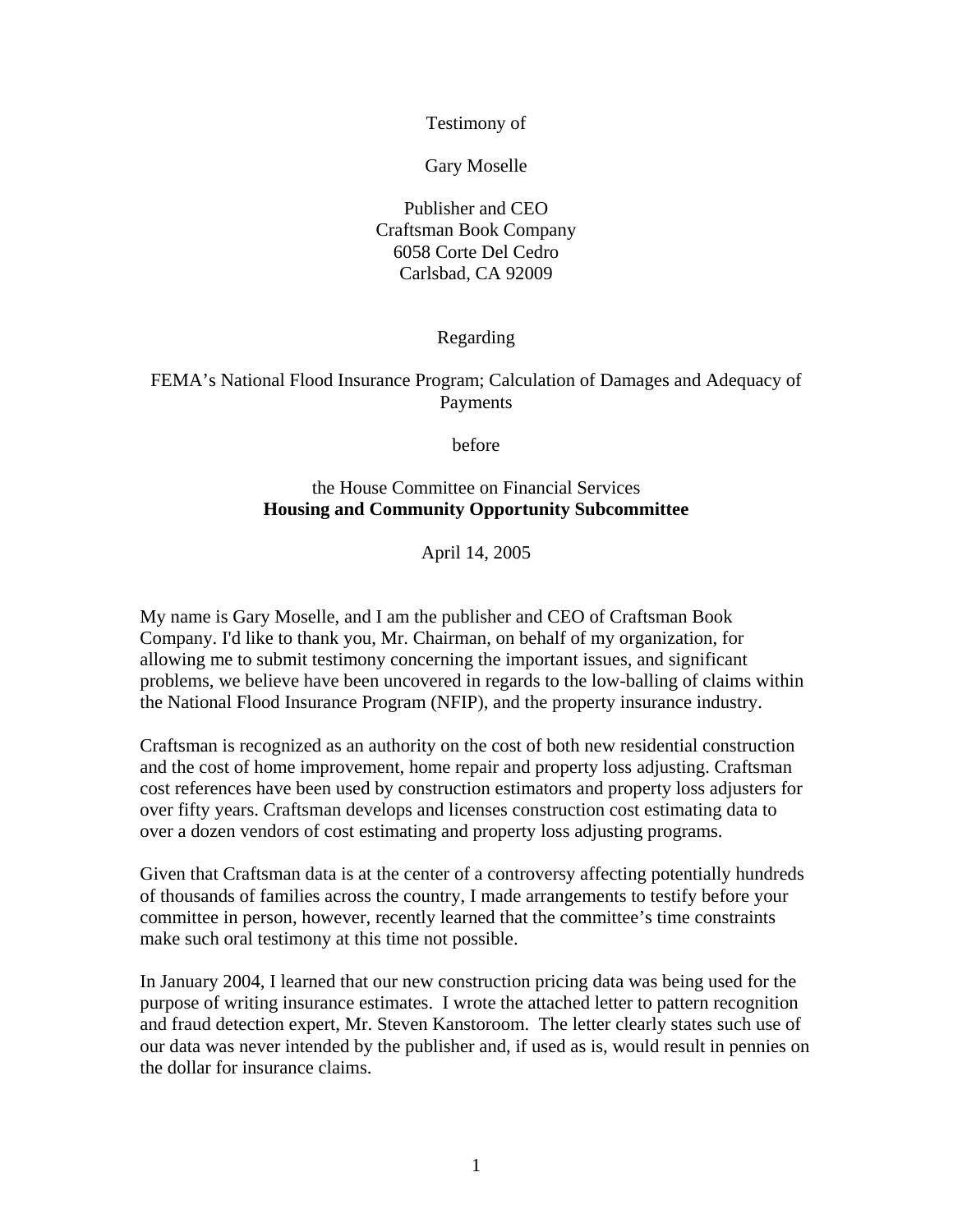Testimony of

Gary Moselle

Publisher and CEO
Craftsman Book Company
6058 Corte Del Cedro
Carlsbad, CA 92009

Regarding

FEMA's National Flood Insurance Program; Calculation of Damages and Adequacy of Payments

before

the House Committee on Financial Services
**Housing and Community Opportunity Subcommittee**

April 14, 2005

My name is Gary Moselle, and I am the publisher and CEO of Craftsman Book Company. I'd like to thank you, Mr. Chairman, on behalf of my organization, for allowing me to submit testimony concerning the important issues, and significant problems, we believe have been uncovered in regards to the low-balling of claims within the National Flood Insurance Program (NFIP), and the property insurance industry.

Craftsman is recognized as an authority on the cost of both new residential construction and the cost of home improvement, home repair and property loss adjusting. Craftsman cost references have been used by construction estimators and property loss adjusters for over fifty years. Craftsman develops and licenses construction cost estimating data to over a dozen vendors of cost estimating and property loss adjusting programs.

Given that Craftsman data is at the center of a controversy affecting potentially hundreds of thousands of families across the country, I made arrangements to testify before your committee in person, however, recently learned that the committee's time constraints make such oral testimony at this time not possible.

In January 2004, I learned that our new construction pricing data was being used for the purpose of writing insurance estimates. I wrote the attached letter to pattern recognition and fraud detection expert, Mr. Steven Kanstoroom. The letter clearly states such use of our data was never intended by the publisher and, if used as is, would result in pennies on the dollar for insurance claims.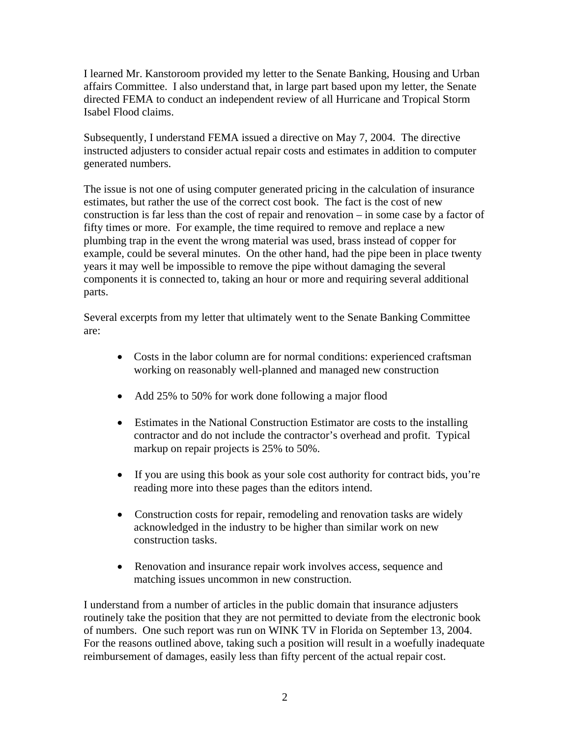I learned Mr. Kanstoroom provided my letter to the Senate Banking, Housing and Urban affairs Committee. I also understand that, in large part based upon my letter, the Senate directed FEMA to conduct an independent review of all Hurricane and Tropical Storm Isabel Flood claims.

Subsequently, I understand FEMA issued a directive on May 7, 2004. The directive instructed adjusters to consider actual repair costs and estimates in addition to computer generated numbers.

The issue is not one of using computer generated pricing in the calculation of insurance estimates, but rather the use of the correct cost book. The fact is the cost of new construction is far less than the cost of repair and renovation – in some case by a factor of fifty times or more. For example, the time required to remove and replace a new plumbing trap in the event the wrong material was used, brass instead of copper for example, could be several minutes. On the other hand, had the pipe been in place twenty years it may well be impossible to remove the pipe without damaging the several components it is connected to, taking an hour or more and requiring several additional parts.

Several excerpts from my letter that ultimately went to the Senate Banking Committee are:

- Costs in the labor column are for normal conditions: experienced craftsman working on reasonably well-planned and managed new construction
- Add 25% to 50% for work done following a major flood
- Estimates in the National Construction Estimator are costs to the installing contractor and do not include the contractor's overhead and profit. Typical markup on repair projects is 25% to 50%.
- If you are using this book as your sole cost authority for contract bids, you're reading more into these pages than the editors intend.
- Construction costs for repair, remodeling and renovation tasks are widely acknowledged in the industry to be higher than similar work on new construction tasks.
- Renovation and insurance repair work involves access, sequence and matching issues uncommon in new construction.

I understand from a number of articles in the public domain that insurance adjusters routinely take the position that they are not permitted to deviate from the electronic book of numbers. One such report was run on WINK TV in Florida on September 13, 2004. For the reasons outlined above, taking such a position will result in a woefully inadequate reimbursement of damages, easily less than fifty percent of the actual repair cost.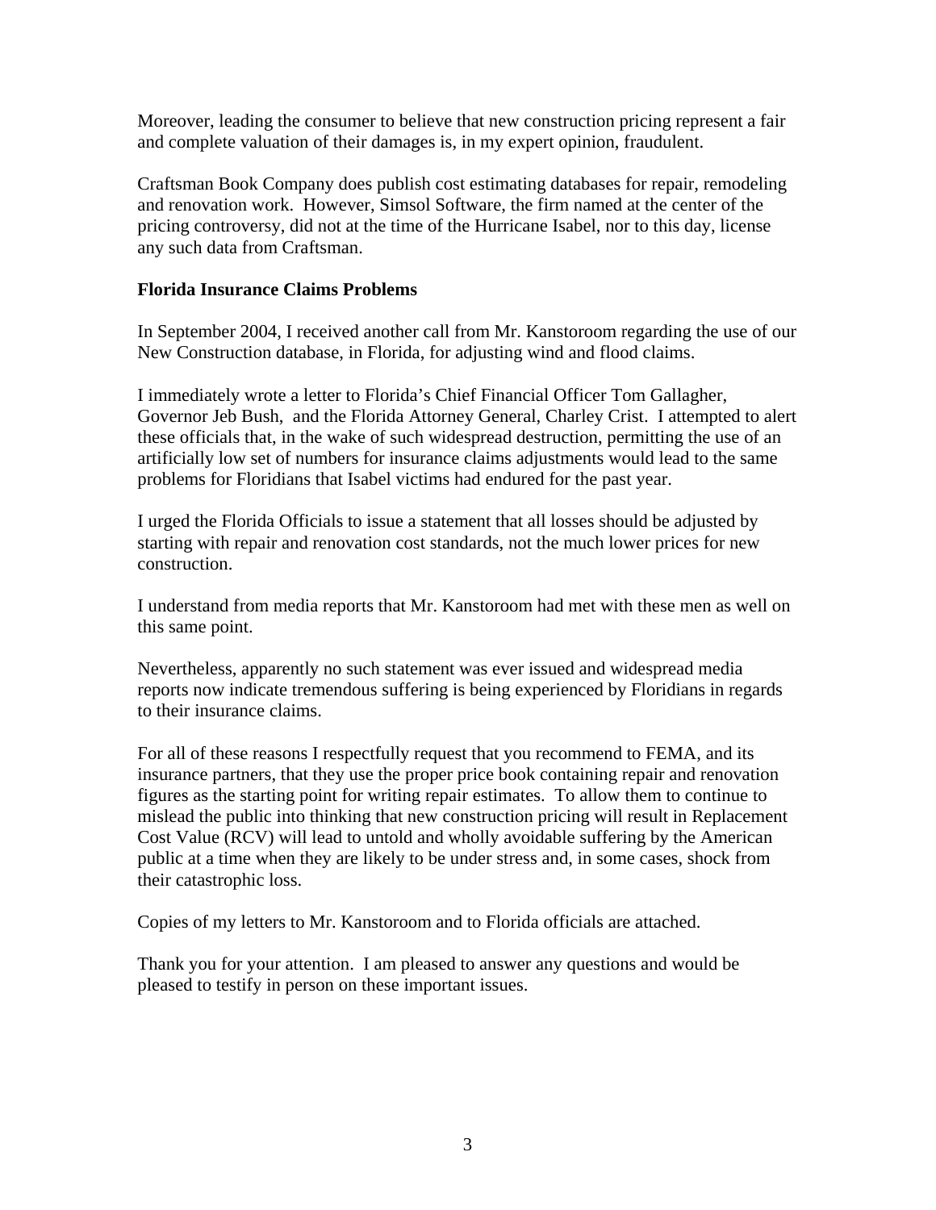Moreover, leading the consumer to believe that new construction pricing represent a fair and complete valuation of their damages is, in my expert opinion, fraudulent.

Craftsman Book Company does publish cost estimating databases for repair, remodeling and renovation work. However, Simsol Software, the firm named at the center of the pricing controversy, did not at the time of the Hurricane Isabel, nor to this day, license any such data from Craftsman.

**Florida Insurance Claims Problems**

In September 2004, I received another call from Mr. Kanstoroom regarding the use of our New Construction database, in Florida, for adjusting wind and flood claims.

I immediately wrote a letter to Florida's Chief Financial Officer Tom Gallagher, Governor Jeb Bush, and the Florida Attorney General, Charley Crist. I attempted to alert these officials that, in the wake of such widespread destruction, permitting the use of an artificially low set of numbers for insurance claims adjustments would lead to the same problems for Floridians that Isabel victims had endured for the past year.

I urged the Florida Officials to issue a statement that all losses should be adjusted by starting with repair and renovation cost standards, not the much lower prices for new construction.

I understand from media reports that Mr. Kanstoroom had met with these men as well on this same point.

Nevertheless, apparently no such statement was ever issued and widespread media reports now indicate tremendous suffering is being experienced by Floridians in regards to their insurance claims.

For all of these reasons I respectfully request that you recommend to FEMA, and its insurance partners, that they use the proper price book containing repair and renovation figures as the starting point for writing repair estimates. To allow them to continue to mislead the public into thinking that new construction pricing will result in Replacement Cost Value (RCV) will lead to untold and wholly avoidable suffering by the American public at a time when they are likely to be under stress and, in some cases, shock from their catastrophic loss.

Copies of my letters to Mr. Kanstoroom and to Florida officials are attached.

Thank you for your attention. I am pleased to answer any questions and would be pleased to testify in person on these important issues.